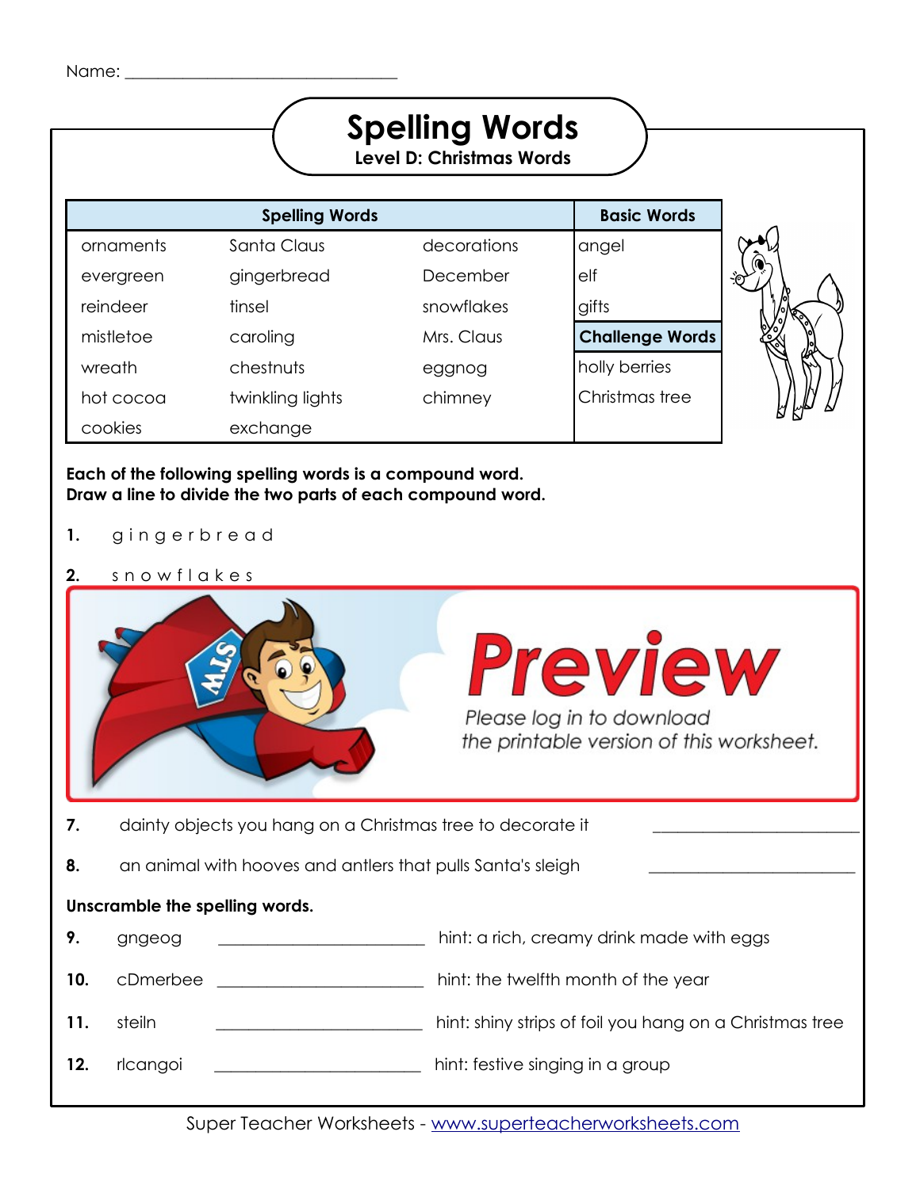Name: ______________________________

# Spelling Words

## Level D: Christmas Words

| Spelling Words | | | Basic Words |
|---|---|---|---|
| ornaments | Santa Claus | decorations | angel |
| evergreen | gingerbread | December | elf |
| reindeer | tinsel | snowflakes | gifts |
| mistletoe | caroling | Mrs. Claus | **Challenge Words** |
| wreath | chestnuts | eggnog | holly berries |
| hot cocoa | twinkling lights | chimney | Christmas tree |
| cookies | exchange | | |

**Each of the following spelling words is a compound word.**
**Draw a line to divide the two parts of each compound word.**

**1.** g i n g e r b r e a d

**2.** s n o w f l a k e s

Preview

*Please log in to download the printable version of this worksheet.*

**7.** dainty objects you hang on a Christmas tree to decorate it ______________________

**8.** an animal with hooves and antlers that pulls Santa's sleigh ______________________

**Unscramble the spelling words.**

**9.** gngeog ______________________ hint: a rich, creamy drink made with eggs

**10.** cDmerbee ______________________ hint: the twelfth month of the year

**11.** steiln ______________________ hint: shiny strips of foil you hang on a Christmas tree

**12.** rlcangoi ______________________ hint: festive singing in a group

Super Teacher Worksheets - www.superteacherworksheets.com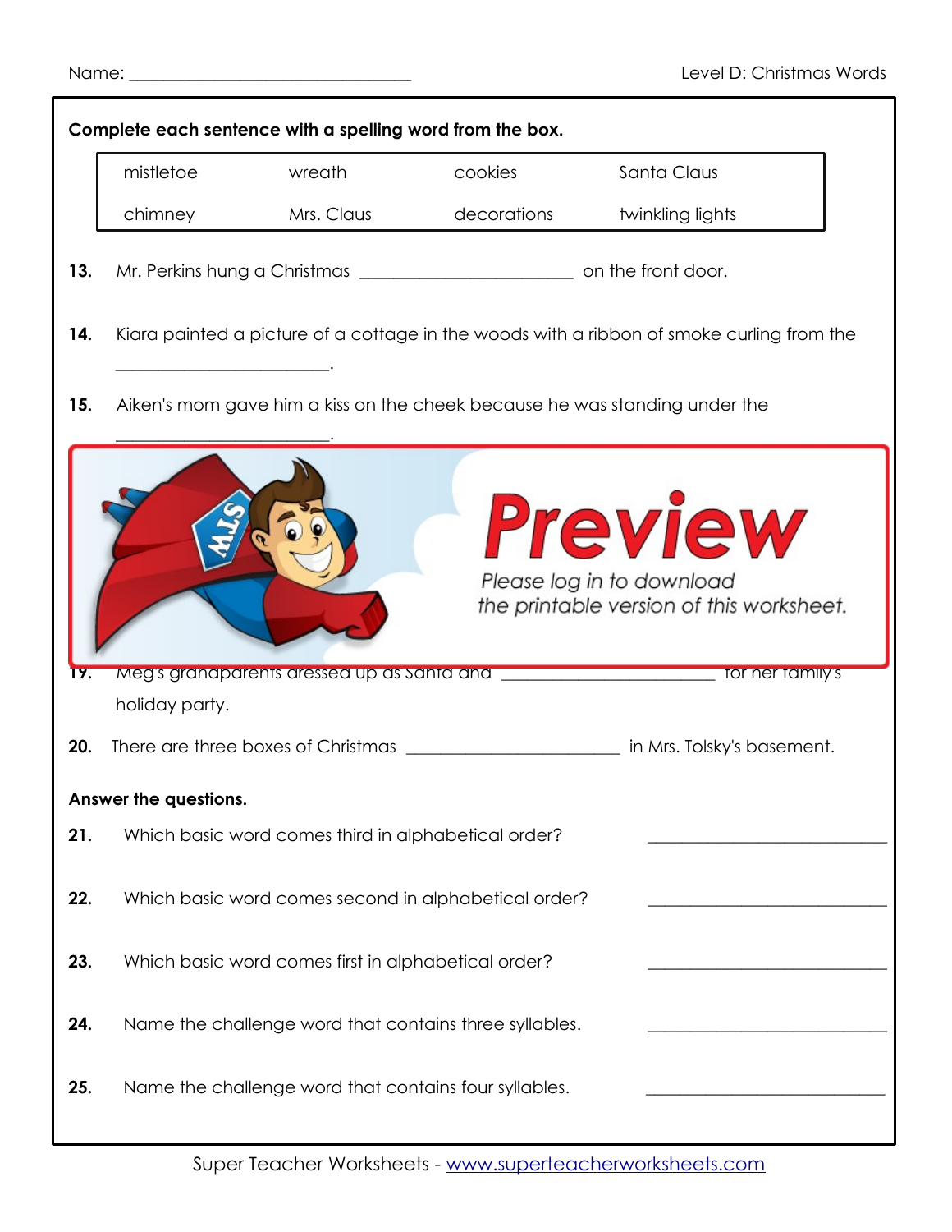Name: ______________________________ Level D: Christmas Words

**Complete each sentence with a spelling word from the box.**

| mistletoe | wreath | cookies | Santa Claus |
|---|---|---|---|
| chimney | Mrs. Claus | decorations | twinkling lights |

**13.** Mr. Perkins hung a Christmas ______________________ on the front door.

**14.** Kiara painted a picture of a cottage in the woods with a ribbon of smoke curling from the ______________________.

**15.** Aiken's mom gave him a kiss on the cheek because he was standing under the ______________________.

Preview

Please log in to download the printable version of this worksheet.

**19.** Meg's grandparents dressed up as Santa and ______________________ for her family's holiday party.

**20.** There are three boxes of Christmas ______________________ in Mrs. Tolsky's basement.

**Answer the questions.**

**21.** Which basic word comes third in alphabetical order? ______________________

**22.** Which basic word comes second in alphabetical order? ______________________

**23.** Which basic word comes first in alphabetical order? ______________________

**24.** Name the challenge word that contains three syllables. ______________________

**25.** Name the challenge word that contains four syllables. ______________________

Super Teacher Worksheets - www.superteacherworksheets.com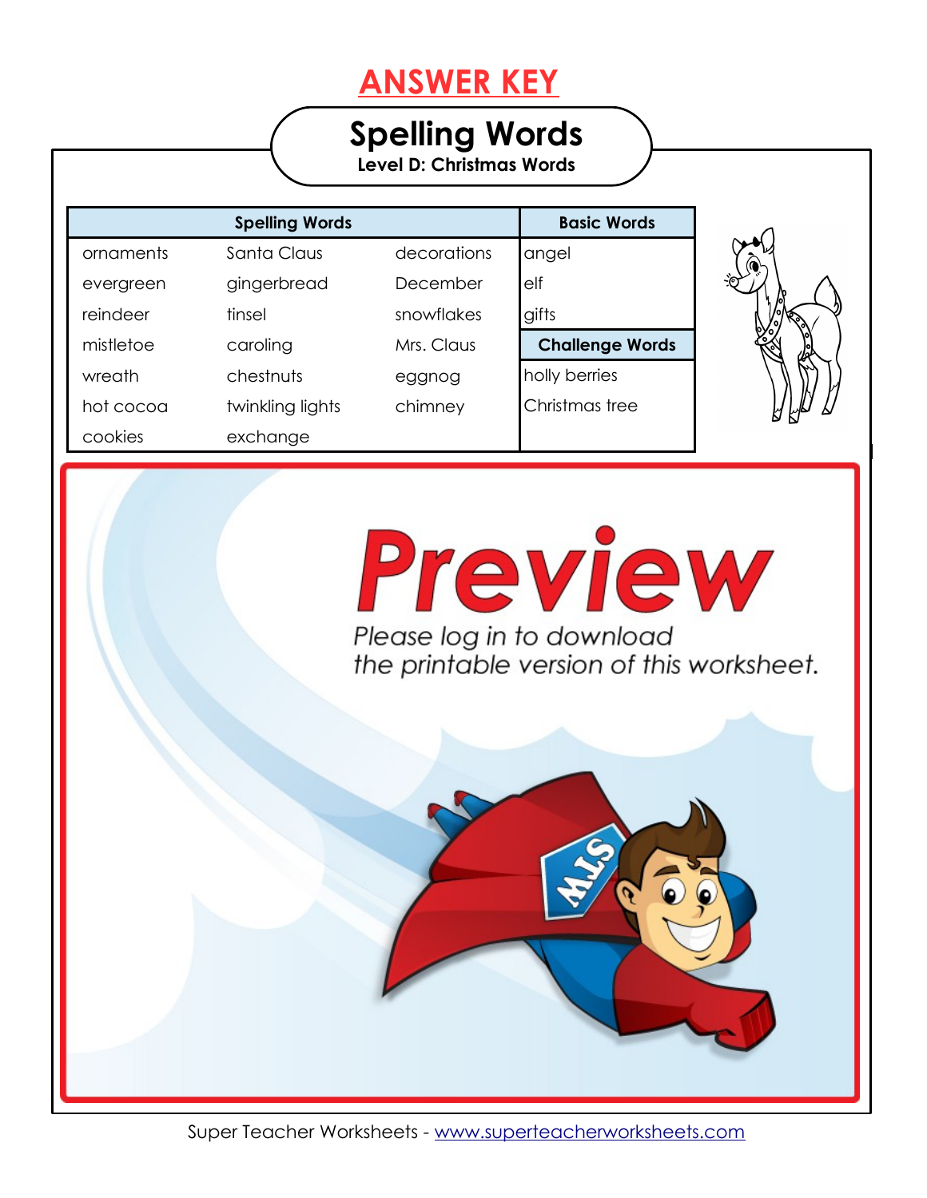# ANSWER KEY

## Spelling Words

**Level D: Christmas Words**

| Spelling Words | | | Basic Words |
|---|---|---|---|
| ornaments | Santa Claus | decorations | angel |
| evergreen | gingerbread | December | elf |
| reindeer | tinsel | snowflakes | gifts |
| mistletoe | caroling | Mrs. Claus | **Challenge Words** |
| wreath | chestnuts | eggnog | holly berries |
| hot cocoa | twinkling lights | chimney | Christmas tree |
| cookies | exchange | | |

**Preview**

*Please log in to download the printable version of this worksheet.*

Super Teacher Worksheets - www.superteacherworksheets.com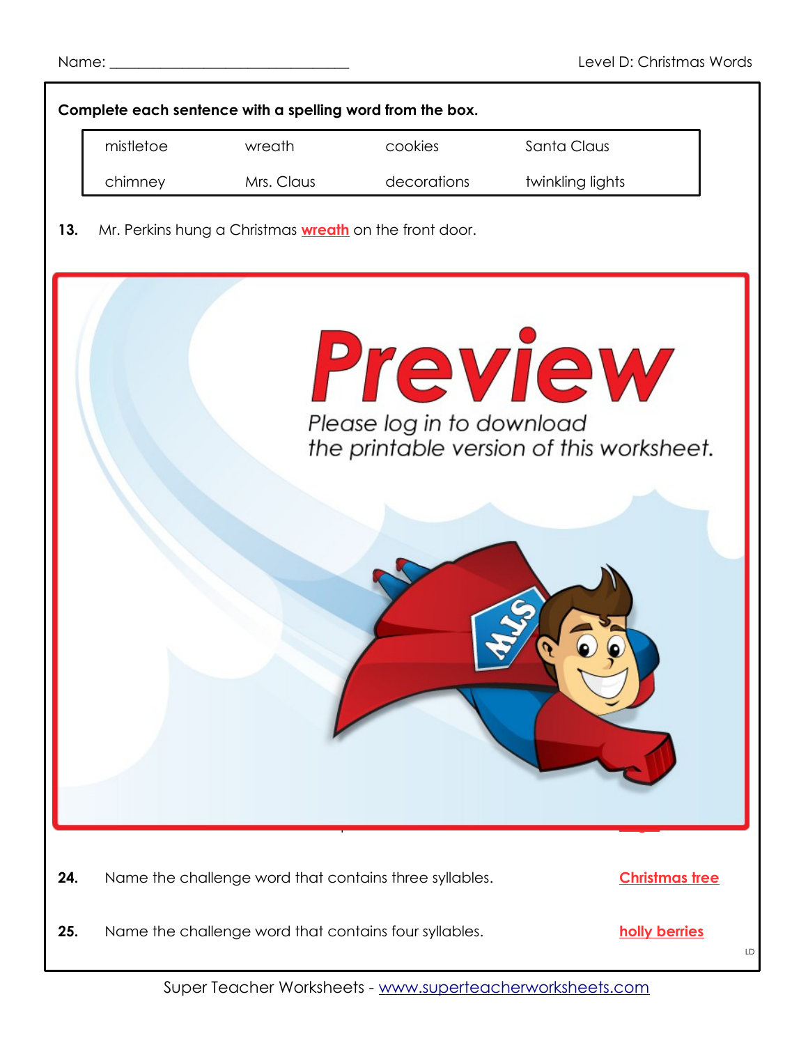Level D: Christmas Words

Name: ______________________________

**Complete each sentence with a spelling word from the box.**

| | | | |
|---|---|---|---|
| mistletoe | wreath | cookies | Santa Claus |
| chimney | Mrs. Claus | decorations | twinkling lights |

**13.** Mr. Perkins hung a Christmas **wreath** on the front door.

**Preview**

*Please log in to download the printable version of this worksheet.*

**24.** Name the challenge word that contains three syllables. **Christmas tree**

**25.** Name the challenge word that contains four syllables. **holly berries**

LD

Super Teacher Worksheets - www.superteacherworksheets.com